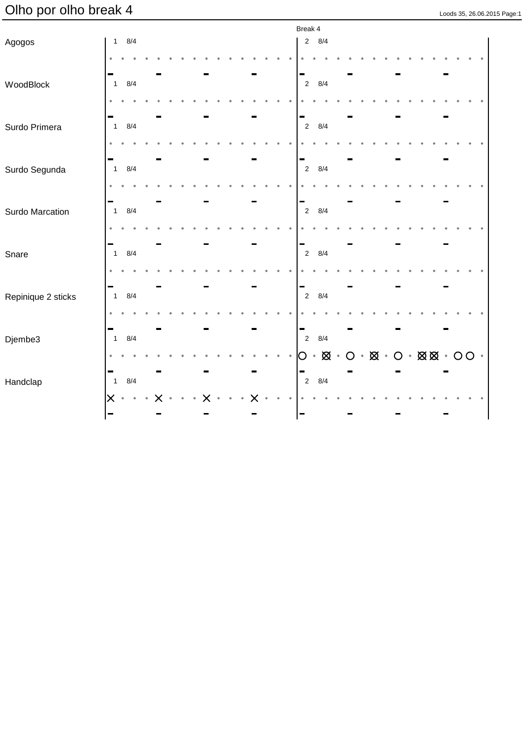# Olho por olho break 4

| Instrument | 1 8/4 | 2 8/4 (Break 4) |
|---|---|---|
| Agogos | · · · · · · · · · · · · · · · · | · · · · · · · · · · · · · · · · |
| WoodBlock | · · · · · · · · · · · · · · · · | · · · · · · · · · · · · · · · · |
| Surdo Primera | · · · · · · · · · · · · · · · · | · · · · · · · · · · · · · · · · |
| Surdo Segunda | · · · · · · · · · · · · · · · · | · · · · · · · · · · · · · · · · |
| Surdo Marcation | · · · · · · · · · · · · · · · · | · · · · · · · · · · · · · · · · |
| Snare | · · · · · · · · · · · · · · · · | · · · · · · · · · · · · · · · · |
| Repinique 2 sticks | · · · · · · · · · · · · · · · · | · · · · · · · · · · · · · · · · |
| Djembe3 | · · · · · · · · · · · · · · · · | O · ⊗ · O · ⊗ · O · ⊗ ⊗ · O O · |
| Handclap | X · · · X · · · X · · · X · · · | · · · · · · · · · · · · · · · · |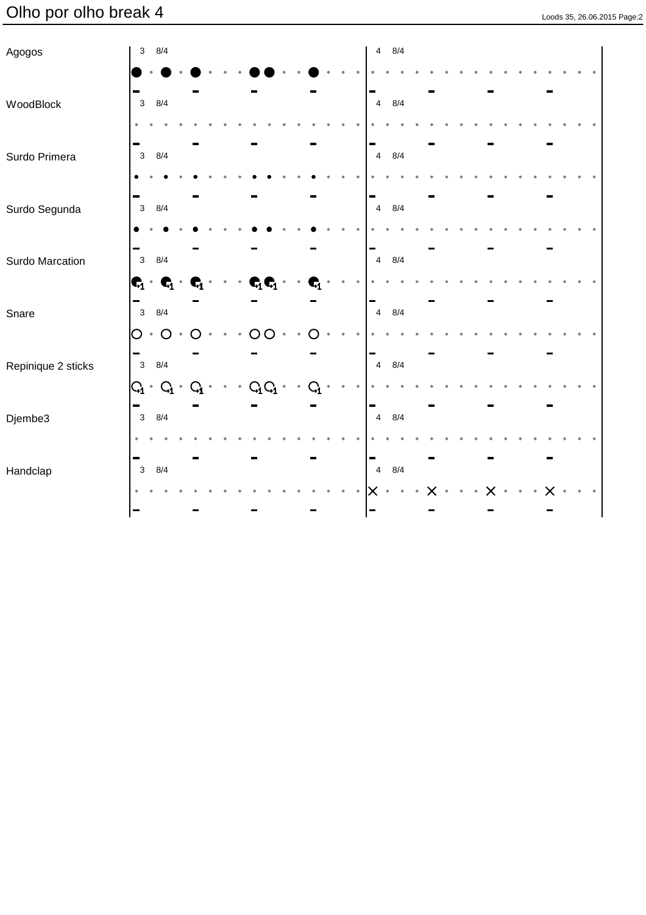# Olho por olho break 4

Agogos

3 8/4 | 4 8/4

WoodBlock

3 8/4 | 4 8/4

Surdo Primera

3 8/4 | 4 8/4

Surdo Segunda

3 8/4 | 4 8/4

Surdo Marcation

3 8/4 | 4 8/4

Snare

3 8/4 | 4 8/4

Repinique 2 sticks

3 8/4 | 4 8/4

Djembe3

3 8/4 | 4 8/4

Handclap

3 8/4 | 4 8/4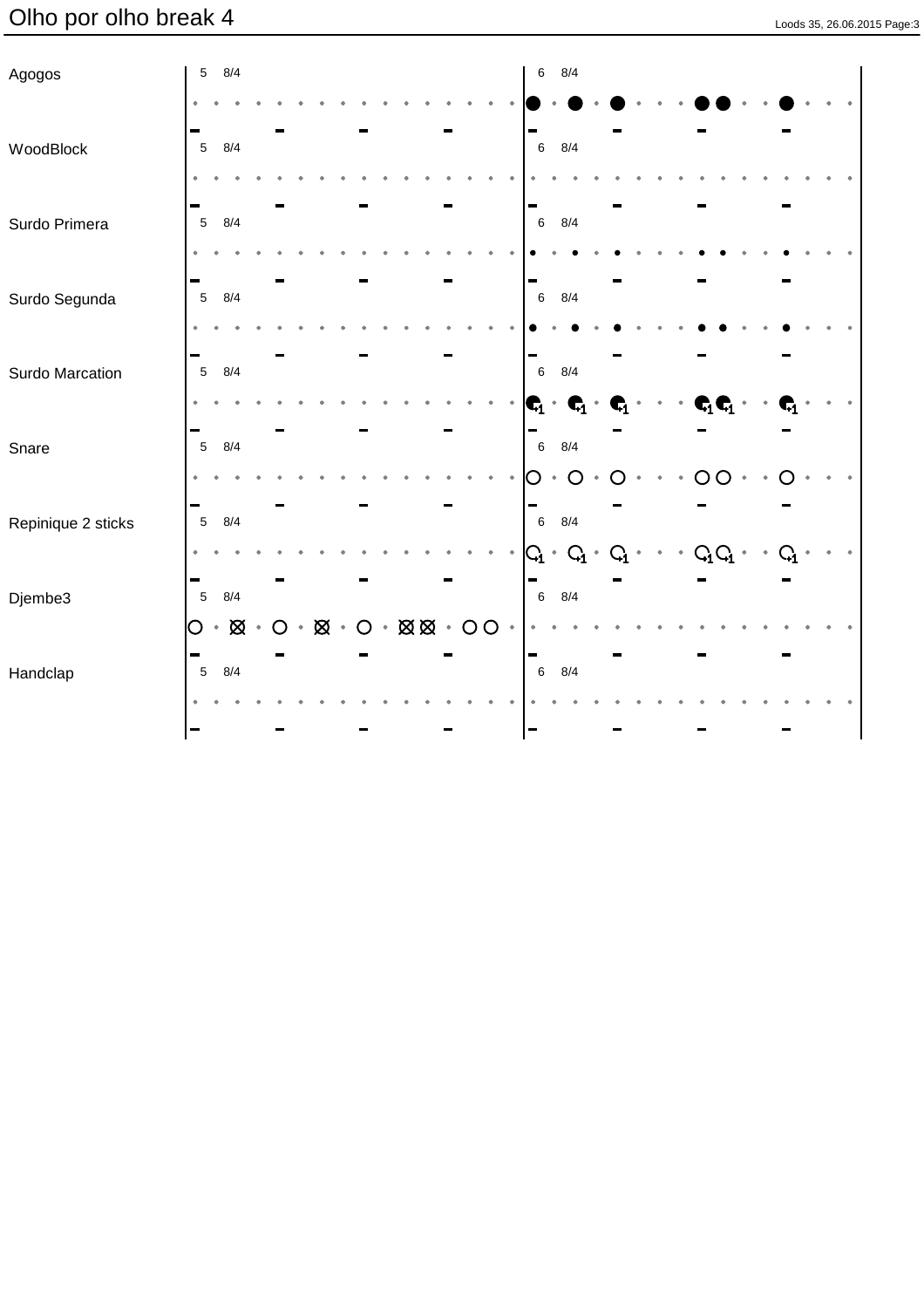# Olho por olho break 4

| Instrument | Bar 5 (8/4) | Bar 6 (8/4) |
|---|---|---|
| Agogos | | |
| WoodBlock | | |
| Surdo Primera | | |
| Surdo Segunda | | |
| Surdo Marcation | | +1 +1 +1 +1 +1 +1 |
| Snare | | |
| Repinique 2 sticks | | +1 +1 +1 +1 +1 +1 |
| Djembe3 | | |
| Handclap | | |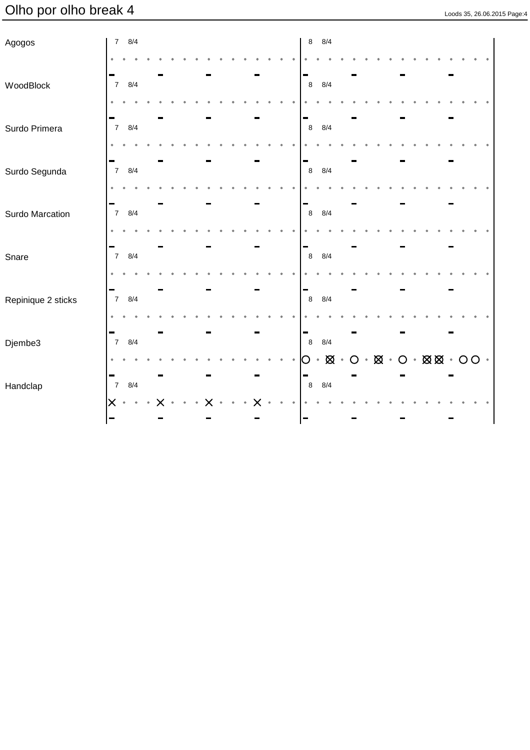# Olho por olho break 4

| Instrument | 7 8/4 | 8 8/4 |
|---|---|---|
| Agogos | | |
| WoodBlock | | |
| Surdo Primera | | |
| Surdo Segunda | | |
| Surdo Marcation | | |
| Snare | | |
| Repinique 2 sticks | | |
| Djembe3 | | ○ · ⊠ · ○ · ⊠ · ○ · ⊠ ⊠ · ○ ○ · |
| Handclap | × · · · × · · · × · · · × · · · | |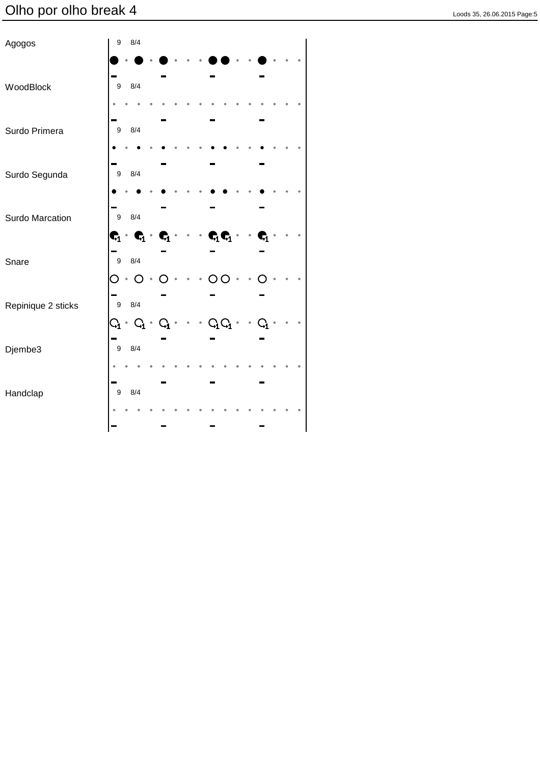# Olho por olho break 4

Agogos

9 8/4

WoodBlock

9 8/4

Surdo Primera

9 8/4

Surdo Segunda

9 8/4

Surdo Marcation

9 8/4

Snare

9 8/4

Repinique 2 sticks

9 8/4

Djembe3

9 8/4

Handclap

9 8/4